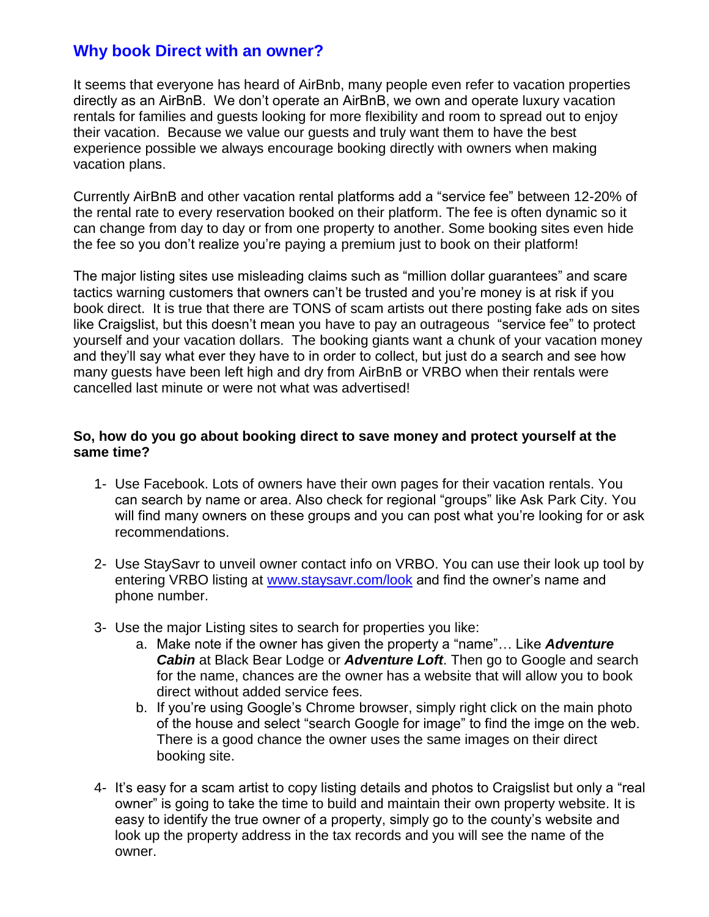## Why book Direct with an owner?

It seems that everyone has heard of AirBnb, many people even refer to vacation properties directly as an AirBnB. We don't operate an AirBnB, we own and operate luxury vacation rentals for families and guests looking for more flexibility and room to spread out to enjoy their vacation. Because we value our guests and truly want them to have the best experience possible we always encourage booking directly with owners when making vacation plans.

Currently AirBnB and other vacation rental platforms add a "service fee" between 12-20% of the rental rate to every reservation booked on their platform. The fee is often dynamic so it can change from day to day or from one property to another. Some booking sites even hide the fee so you don't realize you're paying a premium just to book on their platform!

The major listing sites use misleading claims such as "million dollar guarantees" and scare tactics warning customers that owners can't be trusted and you're money is at risk if you book direct. It is true that there are TONS of scam artists out there posting fake ads on sites like Craigslist, but this doesn't mean you have to pay an outrageous "service fee" to protect yourself and your vacation dollars. The booking giants want a chunk of your vacation money and they'll say what ever they have to in order to collect, but just do a search and see how many guests have been left high and dry from AirBnB or VRBO when their rentals were cancelled last minute or were not what was advertised!

**So, how do you go about booking direct to save money and protect yourself at the same time?**

1- Use Facebook. Lots of owners have their own pages for their vacation rentals. You can search by name or area. Also check for regional "groups" like Ask Park City. You will find many owners on these groups and you can post what you're looking for or ask recommendations.

2- Use StaySavr to unveil owner contact info on VRBO. You can use their look up tool by entering VRBO listing at [www.staysavr.com/look](www.staysavr.com/look) and find the owner's name and phone number.

3- Use the major Listing sites to search for properties you like:
   a. Make note if the owner has given the property a "name"… Like ***Adventure Cabin*** at Black Bear Lodge or ***Adventure Loft***. Then go to Google and search for the name, chances are the owner has a website that will allow you to book direct without added service fees.
   b. If you're using Google's Chrome browser, simply right click on the main photo of the house and select "search Google for image" to find the imge on the web. There is a good chance the owner uses the same images on their direct booking site.

4- It's easy for a scam artist to copy listing details and photos to Craigslist but only a "real owner" is going to take the time to build and maintain their own property website. It is easy to identify the true owner of a property, simply go to the county's website and look up the property address in the tax records and you will see the name of the owner.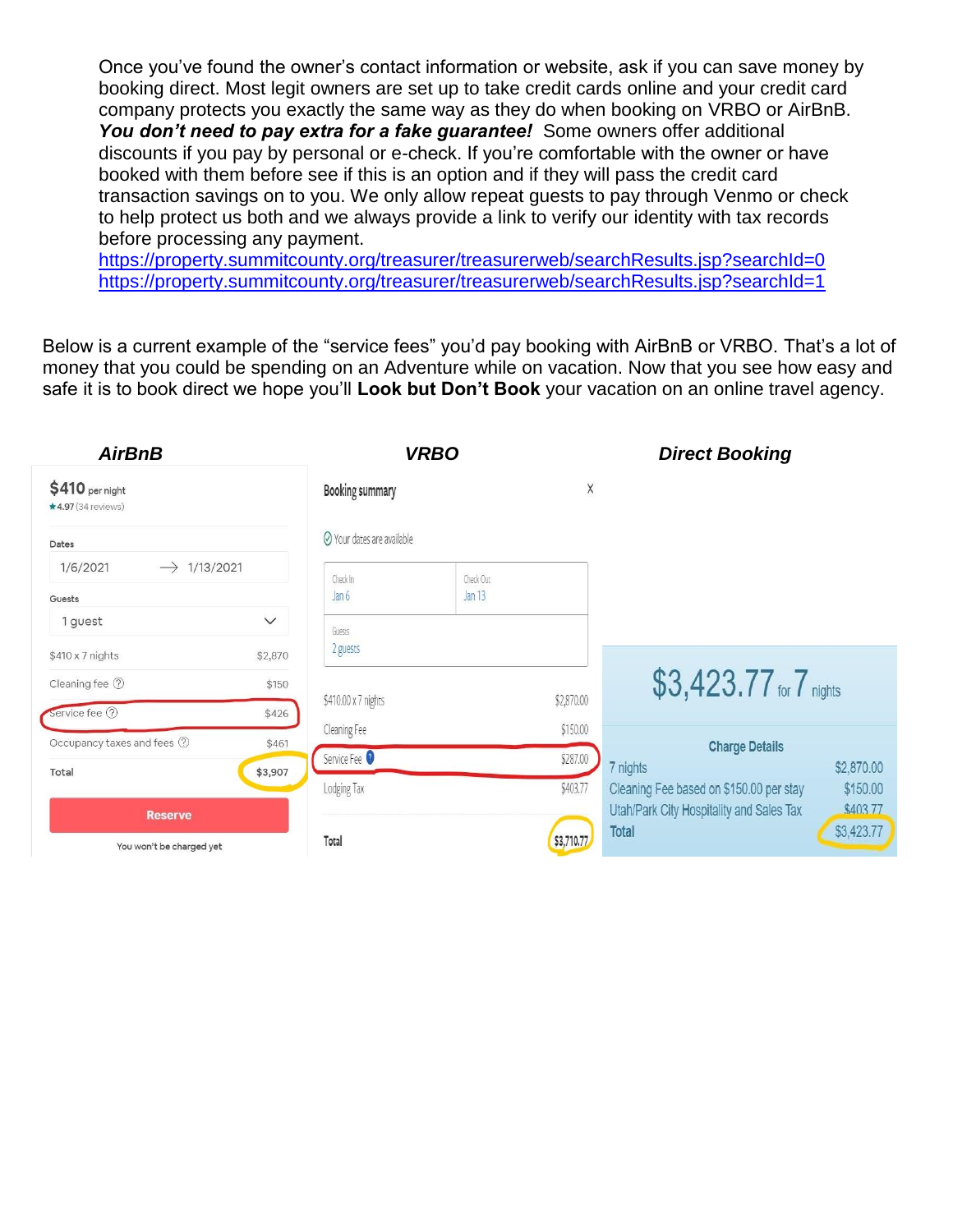Once you've found the owner's contact information or website, ask if you can save money by booking direct. Most legit owners are set up to take credit cards online and your credit card company protects you exactly the same way as they do when booking on VRBO or AirBnB. ***You don't need to pay extra for a fake guarantee!*** Some owners offer additional discounts if you pay by personal or e-check. If you're comfortable with the owner or have booked with them before see if this is an option and if they will pass the credit card transaction savings on to you. We only allow repeat guests to pay through Venmo or check to help protect us both and we always provide a link to verify our identity with tax records before processing any payment.
https://property.summitcounty.org/treasurer/treasurerweb/searchResults.jsp?searchId=0
https://property.summitcounty.org/treasurer/treasurerweb/searchResults.jsp?searchId=1

Below is a current example of the "service fees" you'd pay booking with AirBnB or VRBO. That's a lot of money that you could be spending on an Adventure while on vacation. Now that you see how easy and safe it is to book direct we hope you'll **Look but Don't Book** your vacation on an online travel agency.

***AirBnB***

$410 per night
★4.97 (34 reviews)

Dates: 1/6/2021 → 1/13/2021

Guests: 1 guest

| | |
|---|---|
| $410 x 7 nights | $2,870 |
| Cleaning fee | $150 |
| Service fee | $426 |
| Occupancy taxes and fees | $461 |
| Total | $3,907 |

Reserve

You won't be charged yet

***VRBO***

Booking summary

Your dates are available

Check In: Jan 6 | Check Out: Jan 13

Guests: 2 guests

| | |
|---|---|
| $410.00 x 7 nights | $2,870.00 |
| Cleaning Fee | $150.00 |
| Service Fee | $287.00 |
| Lodging Tax | $403.77 |
| Total | $3,710.77 |

***Direct Booking***

$3,423.77 for 7 nights

Charge Details

| | |
|---|---|
| 7 nights | $2,870.00 |
| Cleaning Fee based on $150.00 per stay | $150.00 |
| Utah/Park City Hospitality and Sales Tax | $403.77 |
| Total | $3,423.77 |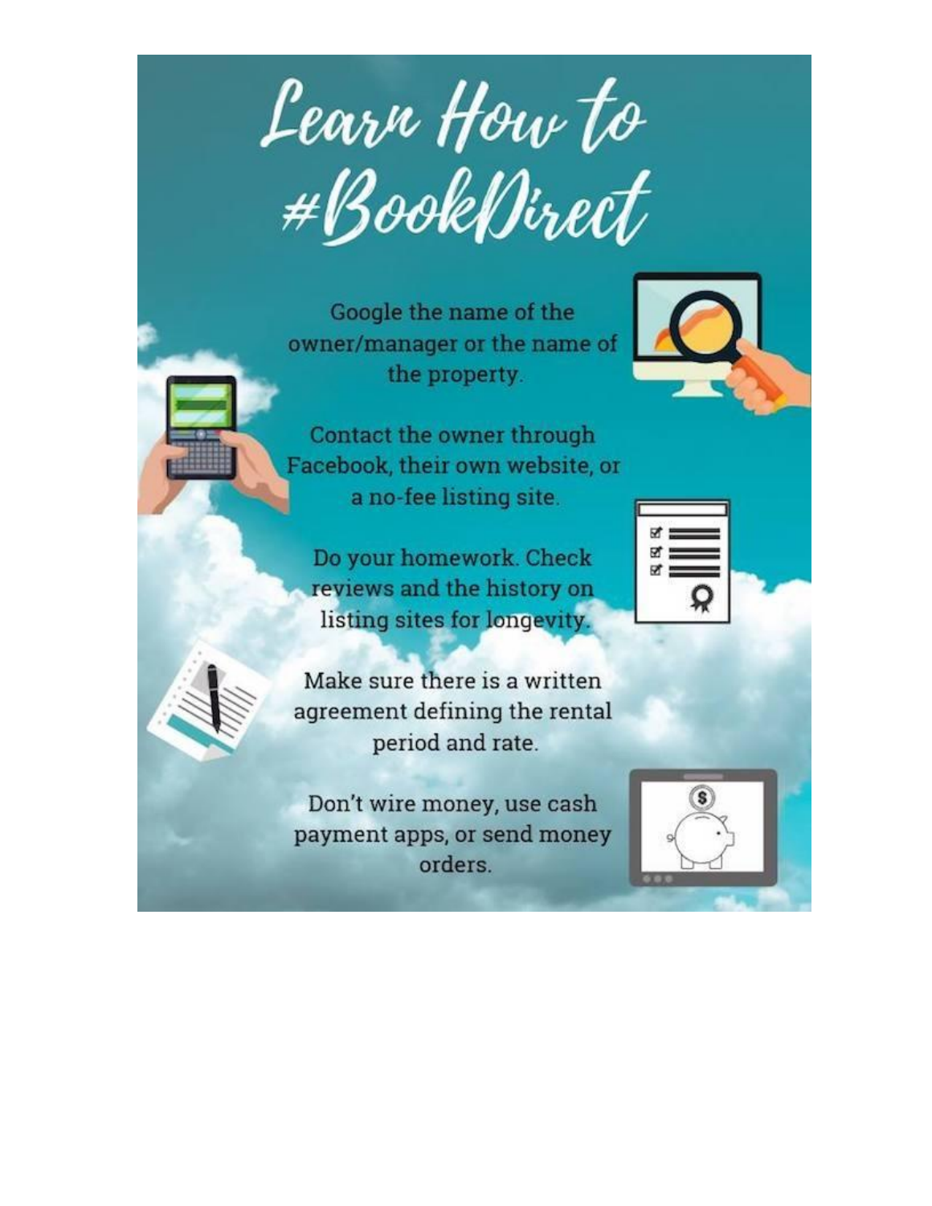# Learn How to #BookDirect

Google the name of the owner/manager or the name of the property.

Contact the owner through Facebook, their own website, or a no-fee listing site.

Do your homework. Check reviews and the history on listing sites for longevity.

Make sure there is a written agreement defining the rental period and rate.

Don't wire money, use cash payment apps, or send money orders.